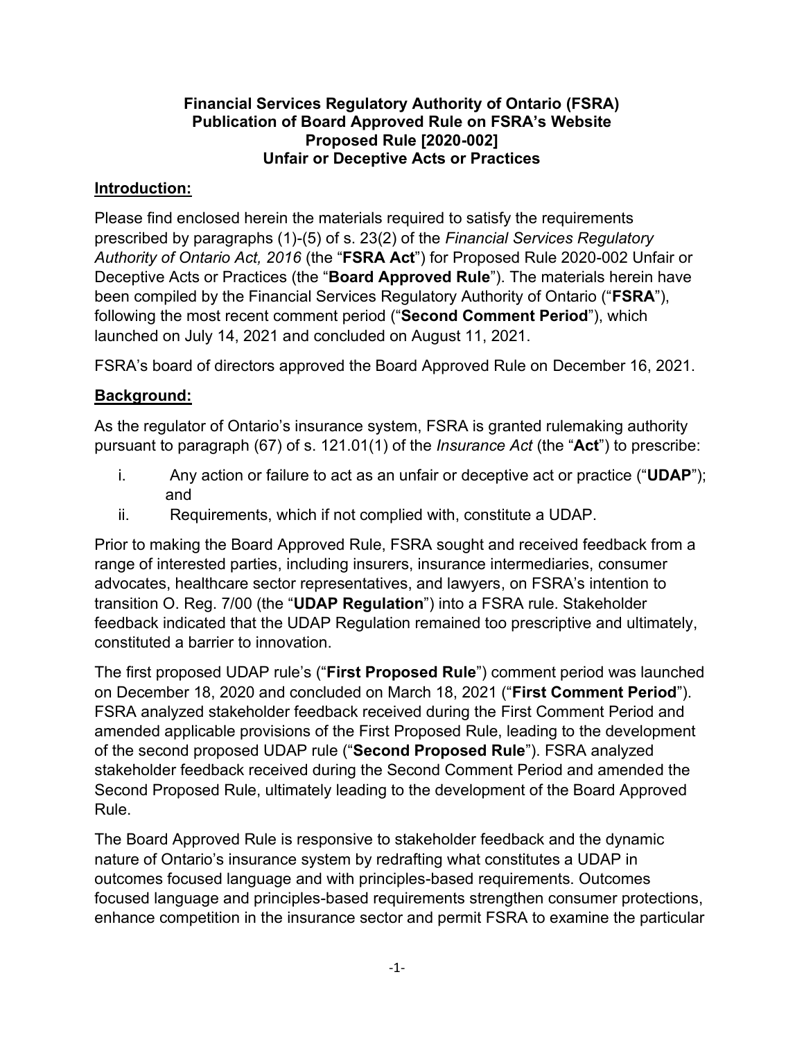**Financial Services Regulatory Authority of Ontario (FSRA)**
**Publication of Board Approved Rule on FSRA's Website**
**Proposed Rule [2020-002]**
**Unfair or Deceptive Acts or Practices**

## Introduction:

Please find enclosed herein the materials required to satisfy the requirements prescribed by paragraphs (1)-(5) of s. 23(2) of the *Financial Services Regulatory Authority of Ontario Act, 2016* (the "**FSRA Act**") for Proposed Rule 2020-002 Unfair or Deceptive Acts or Practices (the "**Board Approved Rule**"). The materials herein have been compiled by the Financial Services Regulatory Authority of Ontario ("**FSRA**"), following the most recent comment period ("**Second Comment Period**"), which launched on July 14, 2021 and concluded on August 11, 2021.

FSRA's board of directors approved the Board Approved Rule on December 16, 2021.

## Background:

As the regulator of Ontario's insurance system, FSRA is granted rulemaking authority pursuant to paragraph (67) of s. 121.01(1) of the *Insurance Act* (the "**Act**") to prescribe:

i. Any action or failure to act as an unfair or deceptive act or practice ("**UDAP**"); and
ii. Requirements, which if not complied with, constitute a UDAP.

Prior to making the Board Approved Rule, FSRA sought and received feedback from a range of interested parties, including insurers, insurance intermediaries, consumer advocates, healthcare sector representatives, and lawyers, on FSRA's intention to transition O. Reg. 7/00 (the "**UDAP Regulation**") into a FSRA rule. Stakeholder feedback indicated that the UDAP Regulation remained too prescriptive and ultimately, constituted a barrier to innovation.

The first proposed UDAP rule's ("**First Proposed Rule**") comment period was launched on December 18, 2020 and concluded on March 18, 2021 ("**First Comment Period**"). FSRA analyzed stakeholder feedback received during the First Comment Period and amended applicable provisions of the First Proposed Rule, leading to the development of the second proposed UDAP rule ("**Second Proposed Rule**"). FSRA analyzed stakeholder feedback received during the Second Comment Period and amended the Second Proposed Rule, ultimately leading to the development of the Board Approved Rule.

The Board Approved Rule is responsive to stakeholder feedback and the dynamic nature of Ontario's insurance system by redrafting what constitutes a UDAP in outcomes focused language and with principles-based requirements. Outcomes focused language and principles-based requirements strengthen consumer protections, enhance competition in the insurance sector and permit FSRA to examine the particular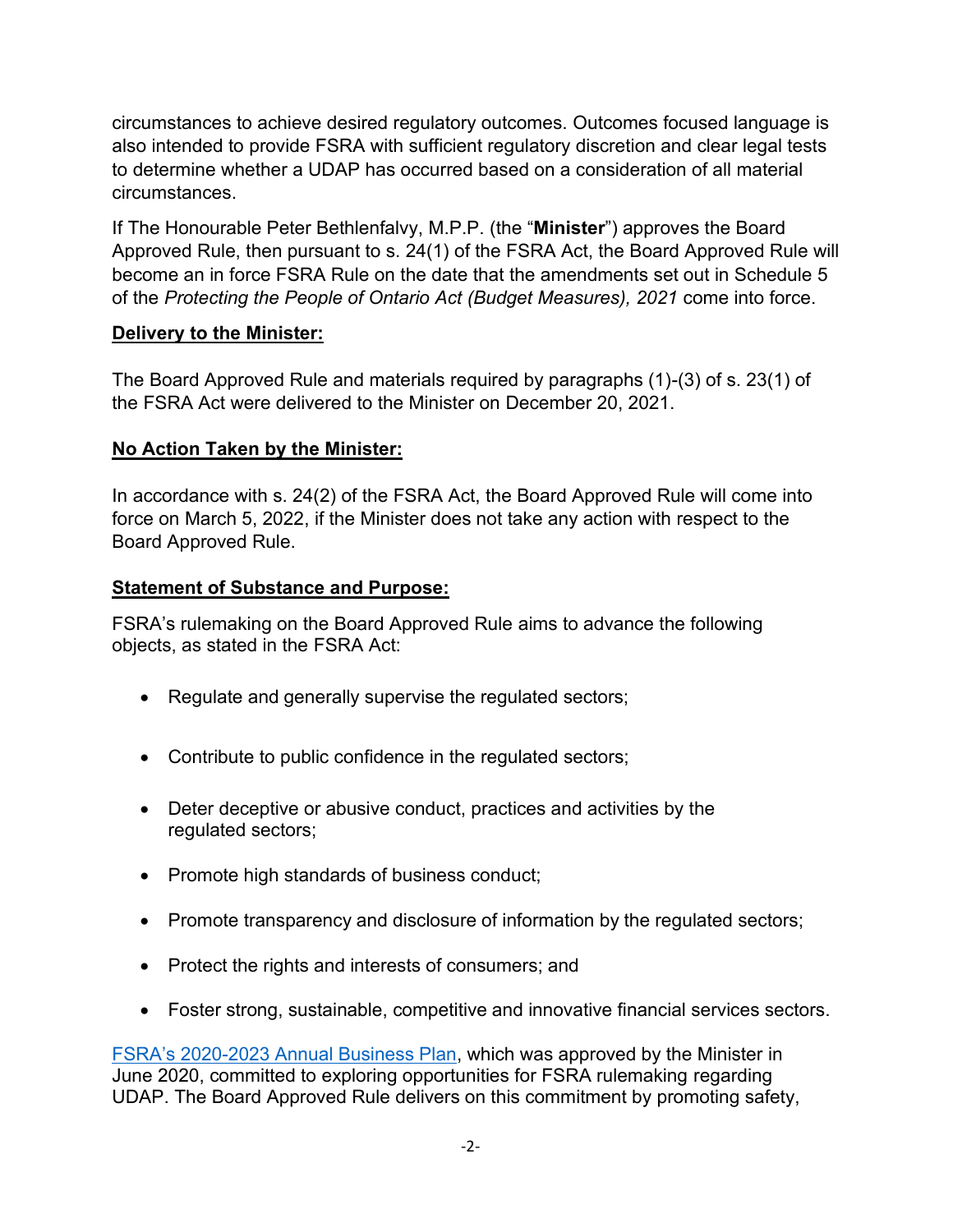circumstances to achieve desired regulatory outcomes. Outcomes focused language is also intended to provide FSRA with sufficient regulatory discretion and clear legal tests to determine whether a UDAP has occurred based on a consideration of all material circumstances.

If The Honourable Peter Bethlenfalvy, M.P.P. (the "**Minister**") approves the Board Approved Rule, then pursuant to s. 24(1) of the FSRA Act, the Board Approved Rule will become an in force FSRA Rule on the date that the amendments set out in Schedule 5 of the *Protecting the People of Ontario Act (Budget Measures), 2021* come into force.

**Delivery to the Minister:**

The Board Approved Rule and materials required by paragraphs (1)-(3) of s. 23(1) of the FSRA Act were delivered to the Minister on December 20, 2021.

**No Action Taken by the Minister:**

In accordance with s. 24(2) of the FSRA Act, the Board Approved Rule will come into force on March 5, 2022, if the Minister does not take any action with respect to the Board Approved Rule.

**Statement of Substance and Purpose:**

FSRA's rulemaking on the Board Approved Rule aims to advance the following objects, as stated in the FSRA Act:

- Regulate and generally supervise the regulated sectors;
- Contribute to public confidence in the regulated sectors;
- Deter deceptive or abusive conduct, practices and activities by the regulated sectors;
- Promote high standards of business conduct;
- Promote transparency and disclosure of information by the regulated sectors;
- Protect the rights and interests of consumers; and
- Foster strong, sustainable, competitive and innovative financial services sectors.

FSRA's 2020-2023 Annual Business Plan, which was approved by the Minister in June 2020, committed to exploring opportunities for FSRA rulemaking regarding UDAP. The Board Approved Rule delivers on this commitment by promoting safety,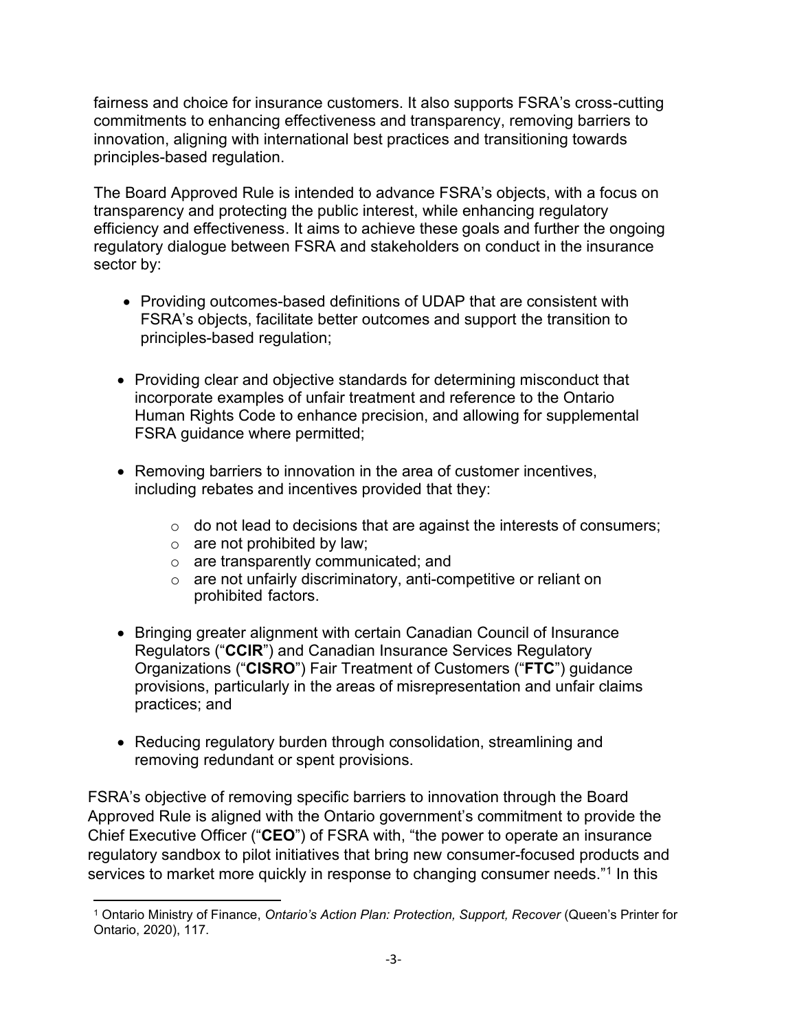fairness and choice for insurance customers. It also supports FSRA's cross-cutting commitments to enhancing effectiveness and transparency, removing barriers to innovation, aligning with international best practices and transitioning towards principles-based regulation.

The Board Approved Rule is intended to advance FSRA's objects, with a focus on transparency and protecting the public interest, while enhancing regulatory efficiency and effectiveness. It aims to achieve these goals and further the ongoing regulatory dialogue between FSRA and stakeholders on conduct in the insurance sector by:

- Providing outcomes-based definitions of UDAP that are consistent with FSRA's objects, facilitate better outcomes and support the transition to principles-based regulation;
- Providing clear and objective standards for determining misconduct that incorporate examples of unfair treatment and reference to the Ontario Human Rights Code to enhance precision, and allowing for supplemental FSRA guidance where permitted;
- Removing barriers to innovation in the area of customer incentives, including rebates and incentives provided that they:
  - do not lead to decisions that are against the interests of consumers;
  - are not prohibited by law;
  - are transparently communicated; and
  - are not unfairly discriminatory, anti-competitive or reliant on prohibited factors.
- Bringing greater alignment with certain Canadian Council of Insurance Regulators ("**CCIR**") and Canadian Insurance Services Regulatory Organizations ("**CISRO**") Fair Treatment of Customers ("**FTC**") guidance provisions, particularly in the areas of misrepresentation and unfair claims practices; and
- Reducing regulatory burden through consolidation, streamlining and removing redundant or spent provisions.

FSRA's objective of removing specific barriers to innovation through the Board Approved Rule is aligned with the Ontario government's commitment to provide the Chief Executive Officer ("**CEO**") of FSRA with, "the power to operate an insurance regulatory sandbox to pilot initiatives that bring new consumer-focused products and services to market more quickly in response to changing consumer needs."[1] In this

[1] Ontario Ministry of Finance, *Ontario's Action Plan: Protection, Support, Recover* (Queen's Printer for Ontario, 2020), 117.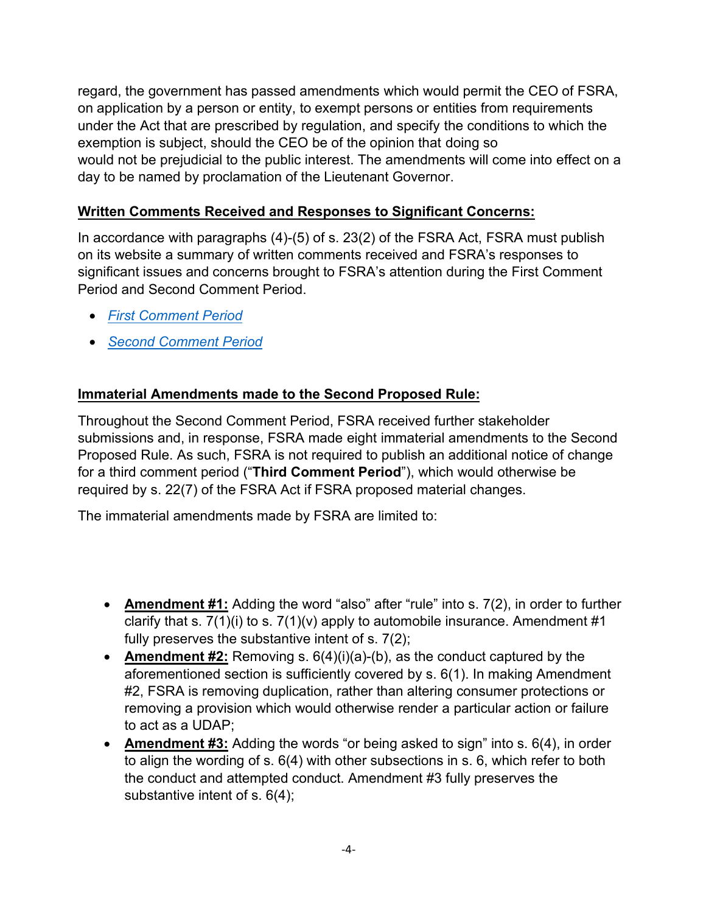regard, the government has passed amendments which would permit the CEO of FSRA, on application by a person or entity, to exempt persons or entities from requirements under the Act that are prescribed by regulation, and specify the conditions to which the exemption is subject, should the CEO be of the opinion that doing so would not be prejudicial to the public interest. The amendments will come into effect on a day to be named by proclamation of the Lieutenant Governor.

**Written Comments Received and Responses to Significant Concerns:**

In accordance with paragraphs (4)-(5) of s. 23(2) of the FSRA Act, FSRA must publish on its website a summary of written comments received and FSRA's responses to significant issues and concerns brought to FSRA's attention during the First Comment Period and Second Comment Period.

- *First Comment Period*
- *Second Comment Period*

**Immaterial Amendments made to the Second Proposed Rule:**

Throughout the Second Comment Period, FSRA received further stakeholder submissions and, in response, FSRA made eight immaterial amendments to the Second Proposed Rule. As such, FSRA is not required to publish an additional notice of change for a third comment period ("**Third Comment Period**"), which would otherwise be required by s. 22(7) of the FSRA Act if FSRA proposed material changes.

The immaterial amendments made by FSRA are limited to:

- **Amendment #1:** Adding the word "also" after "rule" into s. 7(2), in order to further clarify that s. 7(1)(i) to s. 7(1)(v) apply to automobile insurance. Amendment #1 fully preserves the substantive intent of s. 7(2);
- **Amendment #2:** Removing s. 6(4)(i)(a)-(b), as the conduct captured by the aforementioned section is sufficiently covered by s. 6(1). In making Amendment #2, FSRA is removing duplication, rather than altering consumer protections or removing a provision which would otherwise render a particular action or failure to act as a UDAP;
- **Amendment #3:** Adding the words "or being asked to sign" into s. 6(4), in order to align the wording of s. 6(4) with other subsections in s. 6, which refer to both the conduct and attempted conduct. Amendment #3 fully preserves the substantive intent of s. 6(4);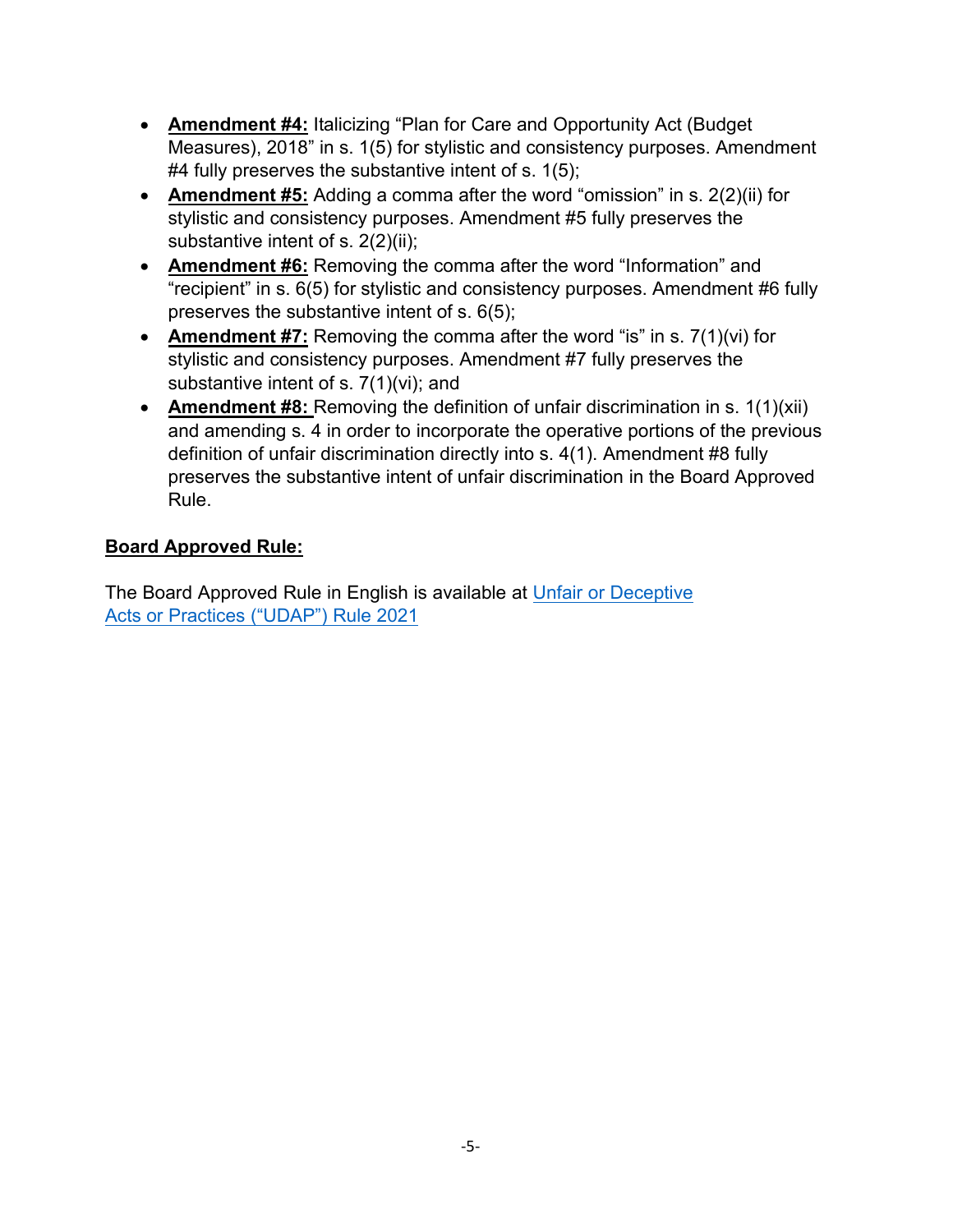- **Amendment #4:** Italicizing "Plan for Care and Opportunity Act (Budget Measures), 2018" in s. 1(5) for stylistic and consistency purposes. Amendment #4 fully preserves the substantive intent of s. 1(5);
- **Amendment #5:** Adding a comma after the word "omission" in s. 2(2)(ii) for stylistic and consistency purposes. Amendment #5 fully preserves the substantive intent of s. 2(2)(ii);
- **Amendment #6:** Removing the comma after the word "Information" and "recipient" in s. 6(5) for stylistic and consistency purposes. Amendment #6 fully preserves the substantive intent of s. 6(5);
- **Amendment #7:** Removing the comma after the word "is" in s. 7(1)(vi) for stylistic and consistency purposes. Amendment #7 fully preserves the substantive intent of s. 7(1)(vi); and
- **Amendment #8:** Removing the definition of unfair discrimination in s. 1(1)(xii) and amending s. 4 in order to incorporate the operative portions of the previous definition of unfair discrimination directly into s. 4(1). Amendment #8 fully preserves the substantive intent of unfair discrimination in the Board Approved Rule.

**Board Approved Rule:**

The Board Approved Rule in English is available at Unfair or Deceptive Acts or Practices ("UDAP") Rule 2021